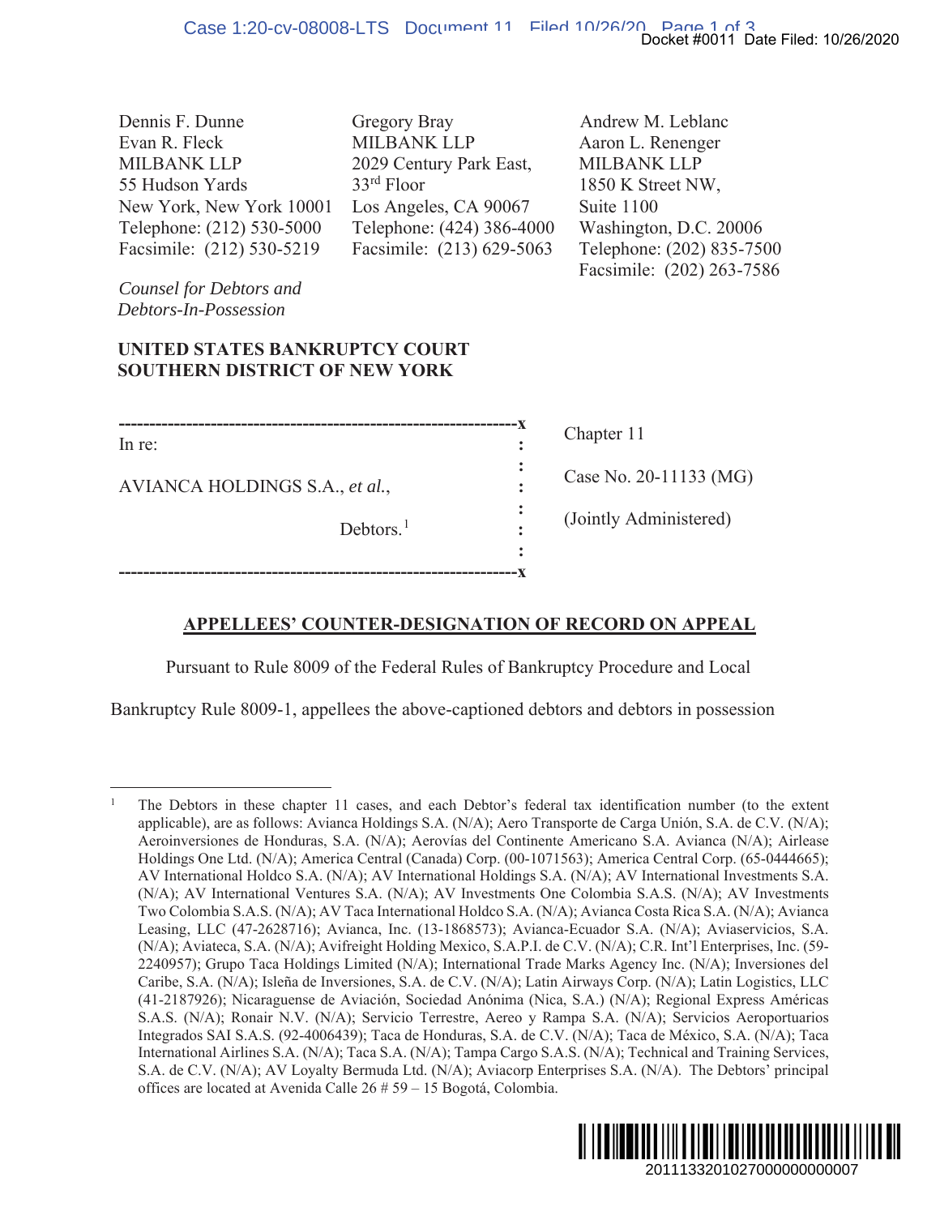Dennis F. Dunne
Evan R. Fleck
MILBANK LLP
55 Hudson Yards
New York, New York 10001
Telephone: (212) 530-5000
Facsimile: (212) 530-5219

Gregory Bray
MILBANK LLP
2029 Century Park East,
33rd Floor
Los Angeles, CA 90067
Telephone: (424) 386-4000
Facsimile: (213) 629-5063

Andrew M. Leblanc
Aaron L. Renenger
MILBANK LLP
1850 K Street NW,
Suite 1100
Washington, D.C. 20006
Telephone: (202) 835-7500
Facsimile: (202) 263-7586

*Counsel for Debtors and Debtors-In-Possession*

**UNITED STATES BANKRUPTCY COURT**
**SOUTHERN DISTRICT OF NEW YORK**

| | |
|---|---|
| In re: | Chapter 11 |
| AVIANCA HOLDINGS S.A., *et al.*, | Case No. 20-11133 (MG) |
| Debtors.[1] | (Jointly Administered) |

**APPELLEES' COUNTER-DESIGNATION OF RECORD ON APPEAL**

Pursuant to Rule 8009 of the Federal Rules of Bankruptcy Procedure and Local Bankruptcy Rule 8009-1, appellees the above-captioned debtors and debtors in possession

---

[1] The Debtors in these chapter 11 cases, and each Debtor's federal tax identification number (to the extent applicable), are as follows: Avianca Holdings S.A. (N/A); Aero Transporte de Carga Unión, S.A. de C.V. (N/A); Aeroinversiones de Honduras, S.A. (N/A); Aerovías del Continente Americano S.A. Avianca (N/A); Airlease Holdings One Ltd. (N/A); America Central (Canada) Corp. (00-1071563); America Central Corp. (65-0444665); AV International Holdco S.A. (N/A); AV International Holdings S.A. (N/A); AV International Investments S.A. (N/A); AV International Ventures S.A. (N/A); AV Investments One Colombia S.A.S. (N/A); AV Investments Two Colombia S.A.S. (N/A); AV Taca International Holdco S.A. (N/A); Avianca Costa Rica S.A. (N/A); Avianca Leasing, LLC (47-2628716); Avianca, Inc. (13-1868573); Avianca-Ecuador S.A. (N/A); Aviaservicios, S.A. (N/A); Aviateca, S.A. (N/A); Avifreight Holding Mexico, S.A.P.I. de C.V. (N/A); C.R. Int'l Enterprises, Inc. (59-2240957); Grupo Taca Holdings Limited (N/A); International Trade Marks Agency Inc. (N/A); Inversiones del Caribe, S.A. (N/A); Isleña de Inversiones, S.A. de C.V. (N/A); Latin Airways Corp. (N/A); Latin Logistics, LLC (41-2187926); Nicaraguense de Aviación, Sociedad Anónima (Nica, S.A.) (N/A); Regional Express Américas S.A.S. (N/A); Ronair N.V. (N/A); Servicio Terrestre, Aereo y Rampa S.A. (N/A); Servicios Aeroportuarios Integrados SAI S.A.S. (92-4006439); Taca de Honduras, S.A. de C.V. (N/A); Taca de México, S.A. (N/A); Taca International Airlines S.A. (N/A); Taca S.A. (N/A); Tampa Cargo S.A.S. (N/A); Technical and Training Services, S.A. de C.V. (N/A); AV Loyalty Bermuda Ltd. (N/A); Aviacorp Enterprises S.A. (N/A). The Debtors' principal offices are located at Avenida Calle 26 # 59 – 15 Bogotá, Colombia.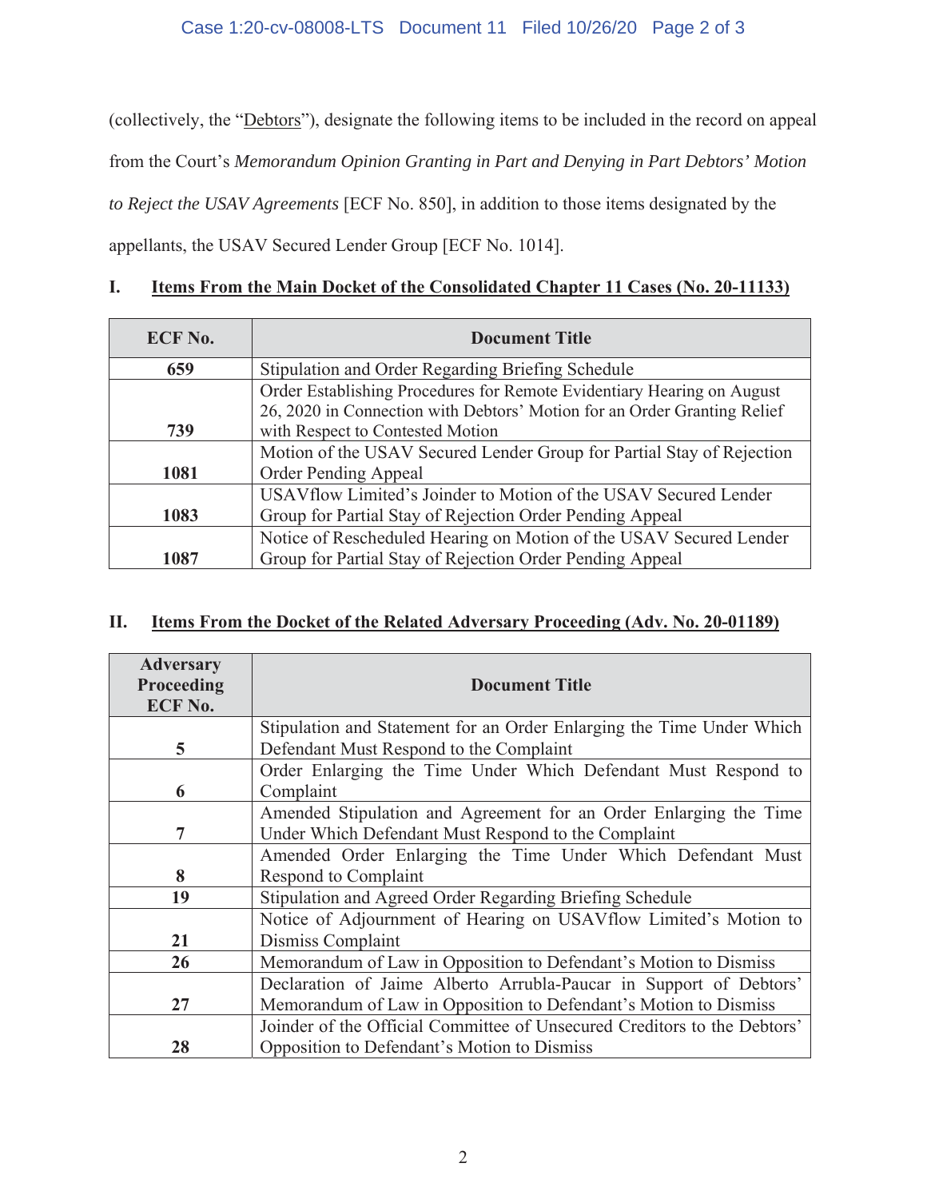(collectively, the "Debtors"), designate the following items to be included in the record on appeal from the Court's *Memorandum Opinion Granting in Part and Denying in Part Debtors' Motion to Reject the USAV Agreements* [ECF No. 850], in addition to those items designated by the appellants, the USAV Secured Lender Group [ECF No. 1014].

## I. Items From the Main Docket of the Consolidated Chapter 11 Cases (No. 20-11133)

| ECF No. | Document Title |
|---|---|
| **659** | Stipulation and Order Regarding Briefing Schedule |
| **739** | Order Establishing Procedures for Remote Evidentiary Hearing on August 26, 2020 in Connection with Debtors' Motion for an Order Granting Relief with Respect to Contested Motion |
| **1081** | Motion of the USAV Secured Lender Group for Partial Stay of Rejection Order Pending Appeal |
| **1083** | USAVflow Limited's Joinder to Motion of the USAV Secured Lender Group for Partial Stay of Rejection Order Pending Appeal |
| **1087** | Notice of Rescheduled Hearing on Motion of the USAV Secured Lender Group for Partial Stay of Rejection Order Pending Appeal |

## II. Items From the Docket of the Related Adversary Proceeding (Adv. No. 20-01189)

| Adversary Proceeding ECF No. | Document Title |
|---|---|
| **5** | Stipulation and Statement for an Order Enlarging the Time Under Which Defendant Must Respond to the Complaint |
| **6** | Order Enlarging the Time Under Which Defendant Must Respond to Complaint |
| **7** | Amended Stipulation and Agreement for an Order Enlarging the Time Under Which Defendant Must Respond to the Complaint |
| **8** | Amended Order Enlarging the Time Under Which Defendant Must Respond to Complaint |
| **19** | Stipulation and Agreed Order Regarding Briefing Schedule |
| **21** | Notice of Adjournment of Hearing on USAVflow Limited's Motion to Dismiss Complaint |
| **26** | Memorandum of Law in Opposition to Defendant's Motion to Dismiss |
| **27** | Declaration of Jaime Alberto Arrubla-Paucar in Support of Debtors' Memorandum of Law in Opposition to Defendant's Motion to Dismiss |
| **28** | Joinder of the Official Committee of Unsecured Creditors to the Debtors' Opposition to Defendant's Motion to Dismiss |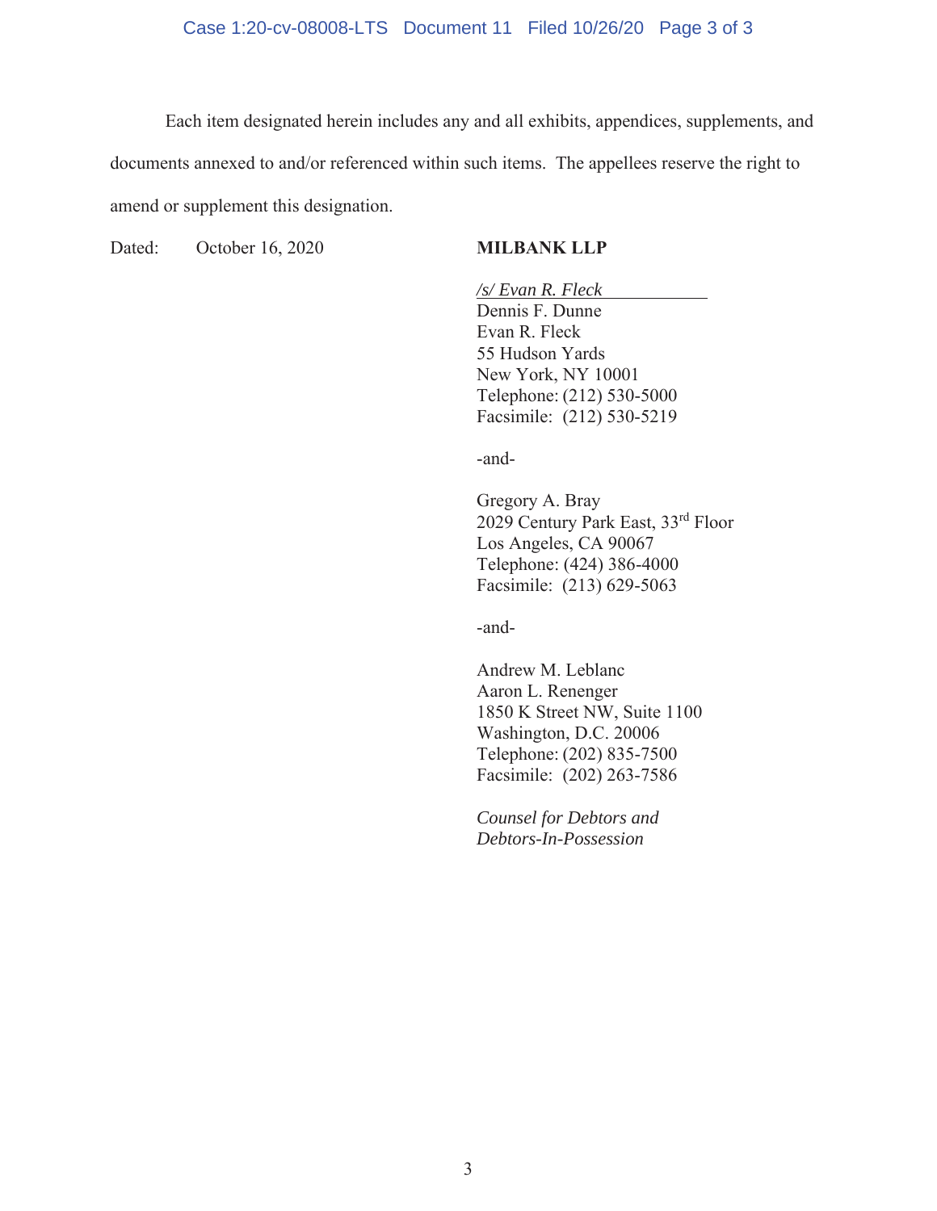Each item designated herein includes any and all exhibits, appendices, supplements, and documents annexed to and/or referenced within such items. The appellees reserve the right to amend or supplement this designation.

Dated: October 16, 2020

**MILBANK LLP**

*/s/ Evan R. Fleck*
Dennis F. Dunne
Evan R. Fleck
55 Hudson Yards
New York, NY 10001
Telephone: (212) 530-5000
Facsimile: (212) 530-5219

-and-

Gregory A. Bray
2029 Century Park East, 33rd Floor
Los Angeles, CA 90067
Telephone: (424) 386-4000
Facsimile: (213) 629-5063

-and-

Andrew M. Leblanc
Aaron L. Renenger
1850 K Street NW, Suite 1100
Washington, D.C. 20006
Telephone: (202) 835-7500
Facsimile: (202) 263-7586

*Counsel for Debtors and Debtors-In-Possession*